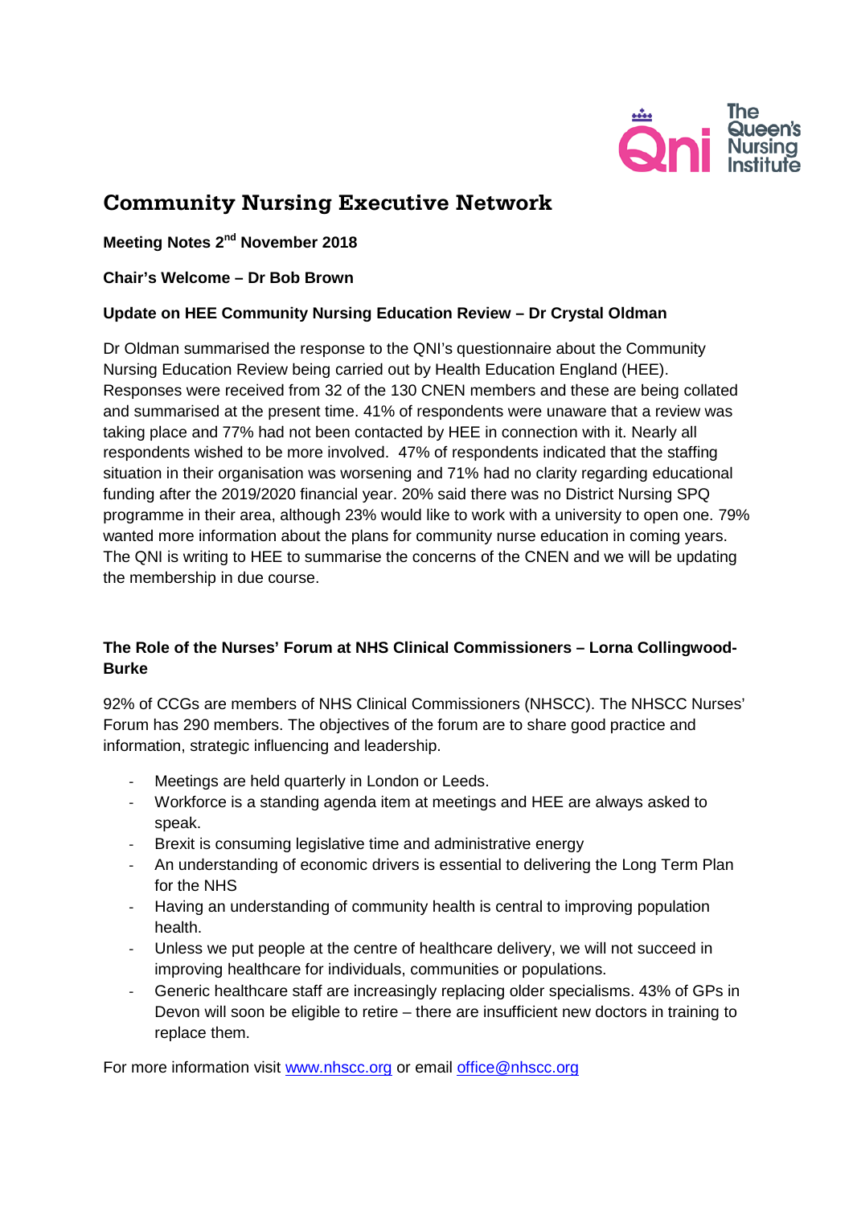# Community Nursing Executive Network

**Meeting Notes 2nd November 2018**

**Chair's Welcome – Dr Bob Brown**

**Update on HEE Community Nursing Education Review – Dr Crystal Oldman**

Dr Oldman summarised the response to the QNI's questionnaire about the Community Nursing Education Review being carried out by Health Education England (HEE). Responses were received from 32 of the 130 CNEN members and these are being collated and summarised at the present time. 41% of respondents were unaware that a review was taking place and 77% had not been contacted by HEE in connection with it. Nearly all respondents wished to be more involved. 47% of respondents indicated that the staffing situation in their organisation was worsening and 71% had no clarity regarding educational funding after the 2019/2020 financial year. 20% said there was no District Nursing SPQ programme in their area, although 23% would like to work with a university to open one. 79% wanted more information about the plans for community nurse education in coming years. The QNI is writing to HEE to summarise the concerns of the CNEN and we will be updating the membership in due course.

**The Role of the Nurses' Forum at NHS Clinical Commissioners – Lorna Collingwood-Burke**

92% of CCGs are members of NHS Clinical Commissioners (NHSCC). The NHSCC Nurses' Forum has 290 members. The objectives of the forum are to share good practice and information, strategic influencing and leadership.

- Meetings are held quarterly in London or Leeds.
- Workforce is a standing agenda item at meetings and HEE are always asked to speak.
- Brexit is consuming legislative time and administrative energy
- An understanding of economic drivers is essential to delivering the Long Term Plan for the NHS
- Having an understanding of community health is central to improving population health.
- Unless we put people at the centre of healthcare delivery, we will not succeed in improving healthcare for individuals, communities or populations.
- Generic healthcare staff are increasingly replacing older specialisms. 43% of GPs in Devon will soon be eligible to retire – there are insufficient new doctors in training to replace them.

For more information visit www.nhscc.org or email office@nhscc.org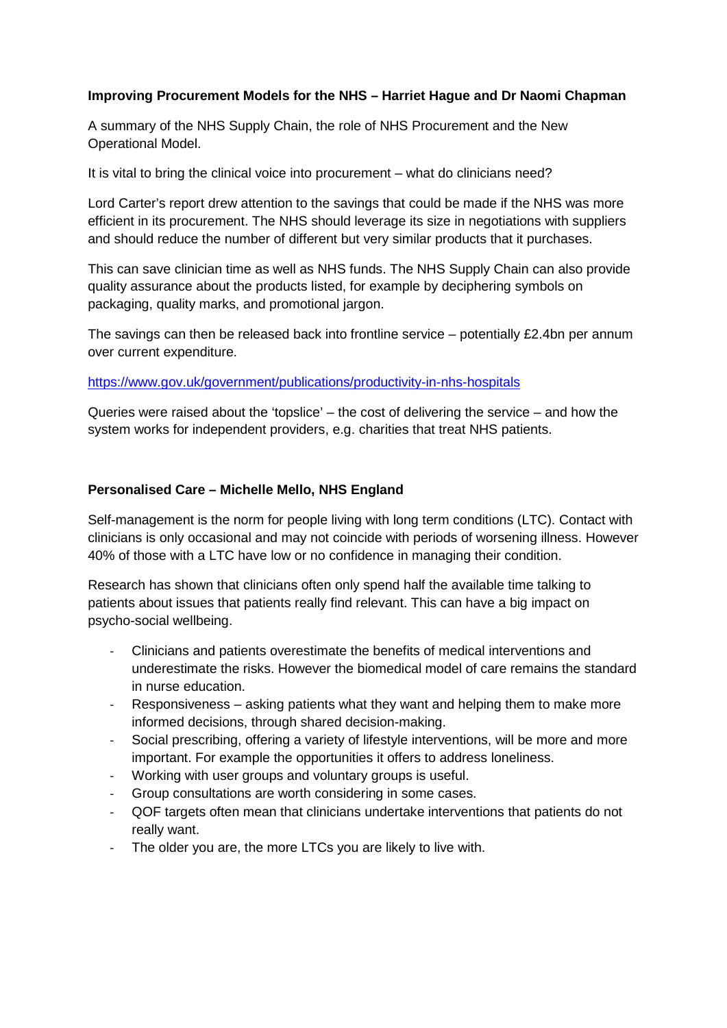**Improving Procurement Models for the NHS – Harriet Hague and Dr Naomi Chapman**

A summary of the NHS Supply Chain, the role of NHS Procurement and the New Operational Model.

It is vital to bring the clinical voice into procurement – what do clinicians need?

Lord Carter's report drew attention to the savings that could be made if the NHS was more efficient in its procurement. The NHS should leverage its size in negotiations with suppliers and should reduce the number of different but very similar products that it purchases.

This can save clinician time as well as NHS funds. The NHS Supply Chain can also provide quality assurance about the products listed, for example by deciphering symbols on packaging, quality marks, and promotional jargon.

The savings can then be released back into frontline service – potentially £2.4bn per annum over current expenditure.

https://www.gov.uk/government/publications/productivity-in-nhs-hospitals

Queries were raised about the 'topslice' – the cost of delivering the service – and how the system works for independent providers, e.g. charities that treat NHS patients.

**Personalised Care – Michelle Mello, NHS England**

Self-management is the norm for people living with long term conditions (LTC). Contact with clinicians is only occasional and may not coincide with periods of worsening illness. However 40% of those with a LTC have low or no confidence in managing their condition.

Research has shown that clinicians often only spend half the available time talking to patients about issues that patients really find relevant. This can have a big impact on psycho-social wellbeing.

- Clinicians and patients overestimate the benefits of medical interventions and underestimate the risks. However the biomedical model of care remains the standard in nurse education.
- Responsiveness – asking patients what they want and helping them to make more informed decisions, through shared decision-making.
- Social prescribing, offering a variety of lifestyle interventions, will be more and more important. For example the opportunities it offers to address loneliness.
- Working with user groups and voluntary groups is useful.
- Group consultations are worth considering in some cases.
- QOF targets often mean that clinicians undertake interventions that patients do not really want.
- The older you are, the more LTCs you are likely to live with.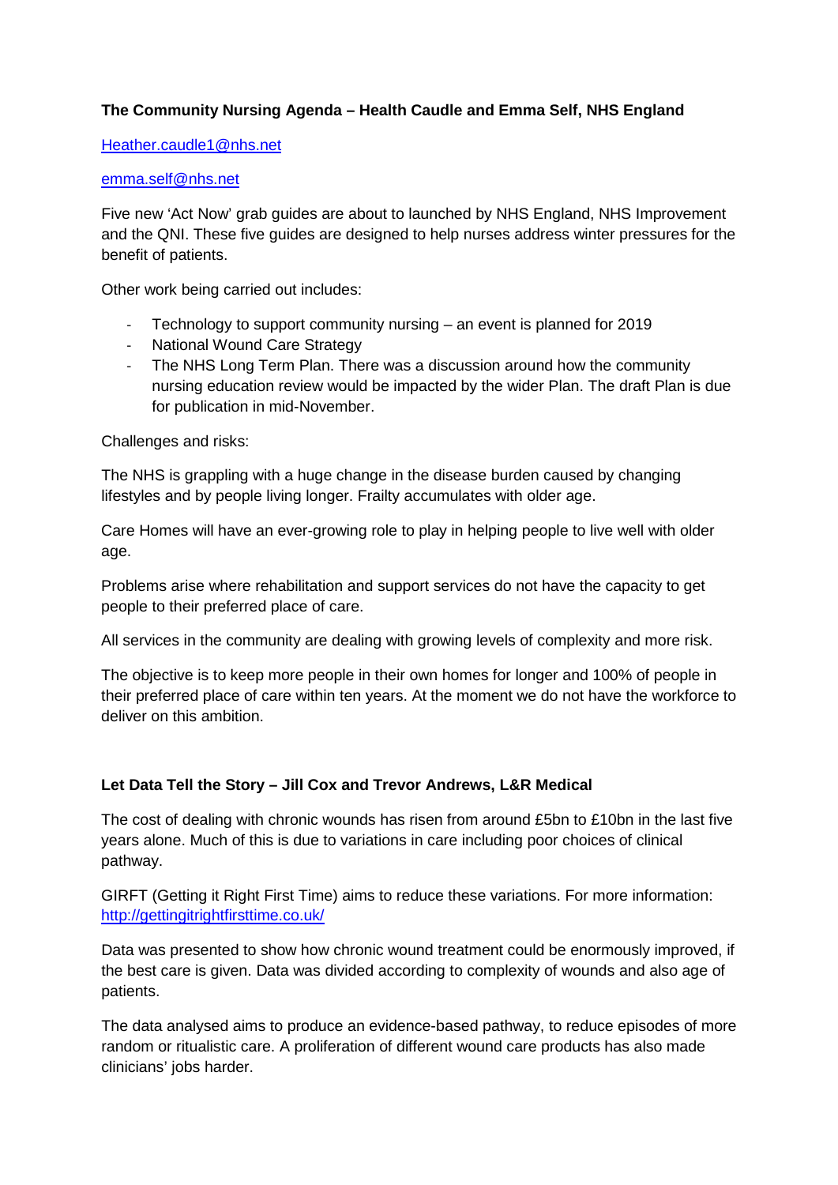**The Community Nursing Agenda – Health Caudle and Emma Self, NHS England**

Heather.caudle1@nhs.net

emma.self@nhs.net

Five new 'Act Now' grab guides are about to launched by NHS England, NHS Improvement and the QNI. These five guides are designed to help nurses address winter pressures for the benefit of patients.

Other work being carried out includes:

- Technology to support community nursing – an event is planned for 2019
- National Wound Care Strategy
- The NHS Long Term Plan. There was a discussion around how the community nursing education review would be impacted by the wider Plan. The draft Plan is due for publication in mid-November.

Challenges and risks:

The NHS is grappling with a huge change in the disease burden caused by changing lifestyles and by people living longer. Frailty accumulates with older age.

Care Homes will have an ever-growing role to play in helping people to live well with older age.

Problems arise where rehabilitation and support services do not have the capacity to get people to their preferred place of care.

All services in the community are dealing with growing levels of complexity and more risk.

The objective is to keep more people in their own homes for longer and 100% of people in their preferred place of care within ten years. At the moment we do not have the workforce to deliver on this ambition.

**Let Data Tell the Story – Jill Cox and Trevor Andrews, L&R Medical**

The cost of dealing with chronic wounds has risen from around £5bn to £10bn in the last five years alone. Much of this is due to variations in care including poor choices of clinical pathway.

GIRFT (Getting it Right First Time) aims to reduce these variations. For more information: http://gettingitrightfirsttime.co.uk/

Data was presented to show how chronic wound treatment could be enormously improved, if the best care is given. Data was divided according to complexity of wounds and also age of patients.

The data analysed aims to produce an evidence-based pathway, to reduce episodes of more random or ritualistic care. A proliferation of different wound care products has also made clinicians' jobs harder.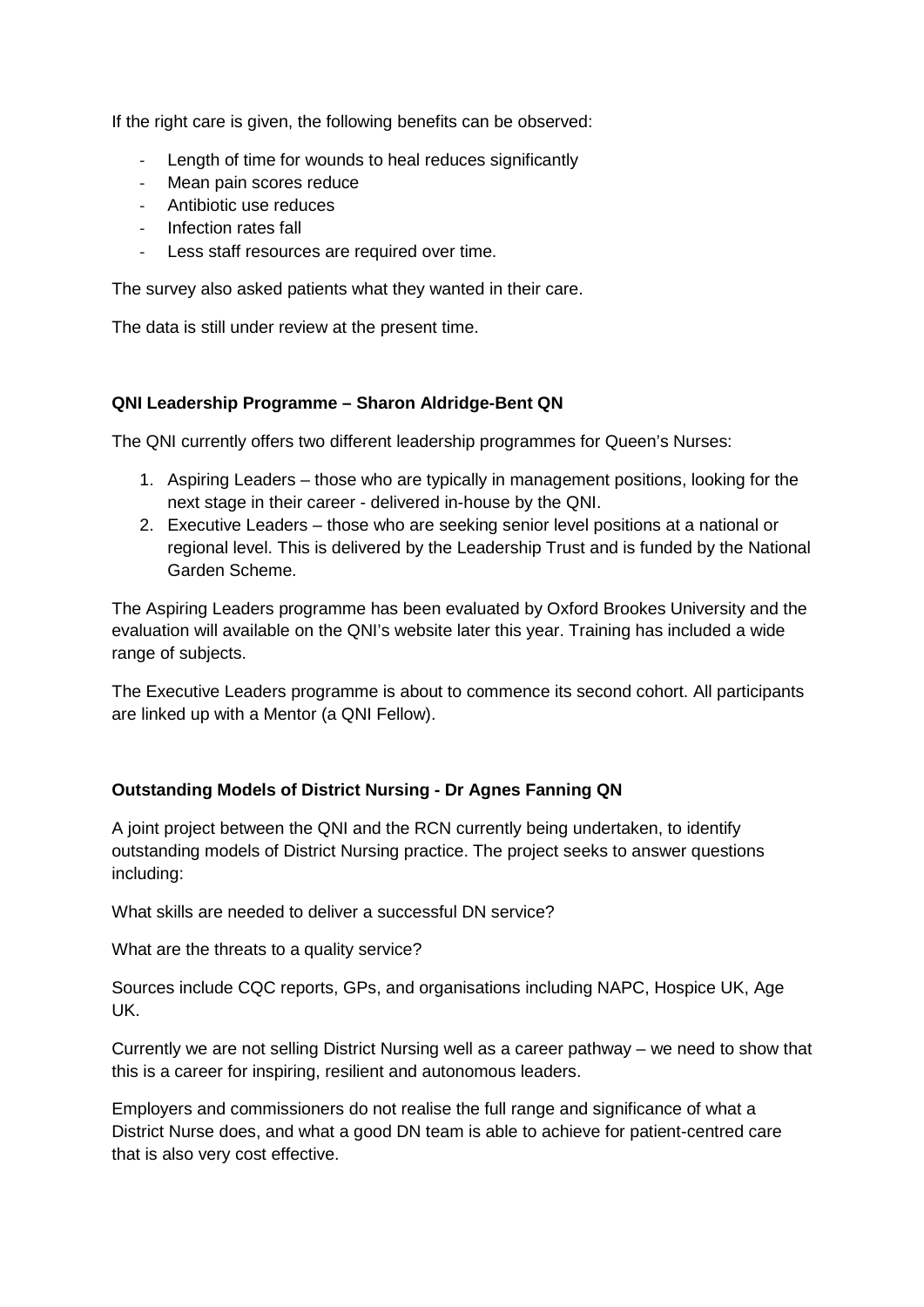If the right care is given, the following benefits can be observed:

- Length of time for wounds to heal reduces significantly
- Mean pain scores reduce
- Antibiotic use reduces
- Infection rates fall
- Less staff resources are required over time.

The survey also asked patients what they wanted in their care.

The data is still under review at the present time.

**QNI Leadership Programme – Sharon Aldridge-Bent QN**

The QNI currently offers two different leadership programmes for Queen's Nurses:

1. Aspiring Leaders – those who are typically in management positions, looking for the next stage in their career - delivered in-house by the QNI.
2. Executive Leaders – those who are seeking senior level positions at a national or regional level. This is delivered by the Leadership Trust and is funded by the National Garden Scheme.

The Aspiring Leaders programme has been evaluated by Oxford Brookes University and the evaluation will available on the QNI's website later this year. Training has included a wide range of subjects.

The Executive Leaders programme is about to commence its second cohort. All participants are linked up with a Mentor (a QNI Fellow).

**Outstanding Models of District Nursing - Dr Agnes Fanning QN**

A joint project between the QNI and the RCN currently being undertaken, to identify outstanding models of District Nursing practice. The project seeks to answer questions including:

What skills are needed to deliver a successful DN service?

What are the threats to a quality service?

Sources include CQC reports, GPs, and organisations including NAPC, Hospice UK, Age UK.

Currently we are not selling District Nursing well as a career pathway – we need to show that this is a career for inspiring, resilient and autonomous leaders.

Employers and commissioners do not realise the full range and significance of what a District Nurse does, and what a good DN team is able to achieve for patient-centred care that is also very cost effective.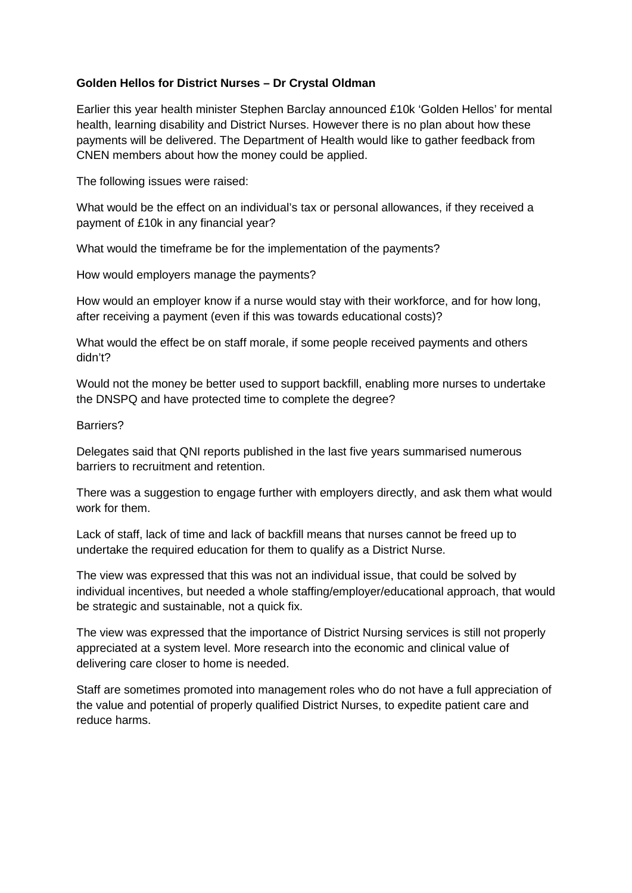**Golden Hellos for District Nurses – Dr Crystal Oldman**

Earlier this year health minister Stephen Barclay announced £10k 'Golden Hellos' for mental health, learning disability and District Nurses. However there is no plan about how these payments will be delivered. The Department of Health would like to gather feedback from CNEN members about how the money could be applied.

The following issues were raised:

What would be the effect on an individual's tax or personal allowances, if they received a payment of £10k in any financial year?

What would the timeframe be for the implementation of the payments?

How would employers manage the payments?

How would an employer know if a nurse would stay with their workforce, and for how long, after receiving a payment (even if this was towards educational costs)?

What would the effect be on staff morale, if some people received payments and others didn't?

Would not the money be better used to support backfill, enabling more nurses to undertake the DNSPQ and have protected time to complete the degree?

Barriers?

Delegates said that QNI reports published in the last five years summarised numerous barriers to recruitment and retention.

There was a suggestion to engage further with employers directly, and ask them what would work for them.

Lack of staff, lack of time and lack of backfill means that nurses cannot be freed up to undertake the required education for them to qualify as a District Nurse.

The view was expressed that this was not an individual issue, that could be solved by individual incentives, but needed a whole staffing/employer/educational approach, that would be strategic and sustainable, not a quick fix.

The view was expressed that the importance of District Nursing services is still not properly appreciated at a system level. More research into the economic and clinical value of delivering care closer to home is needed.

Staff are sometimes promoted into management roles who do not have a full appreciation of the value and potential of properly qualified District Nurses, to expedite patient care and reduce harms.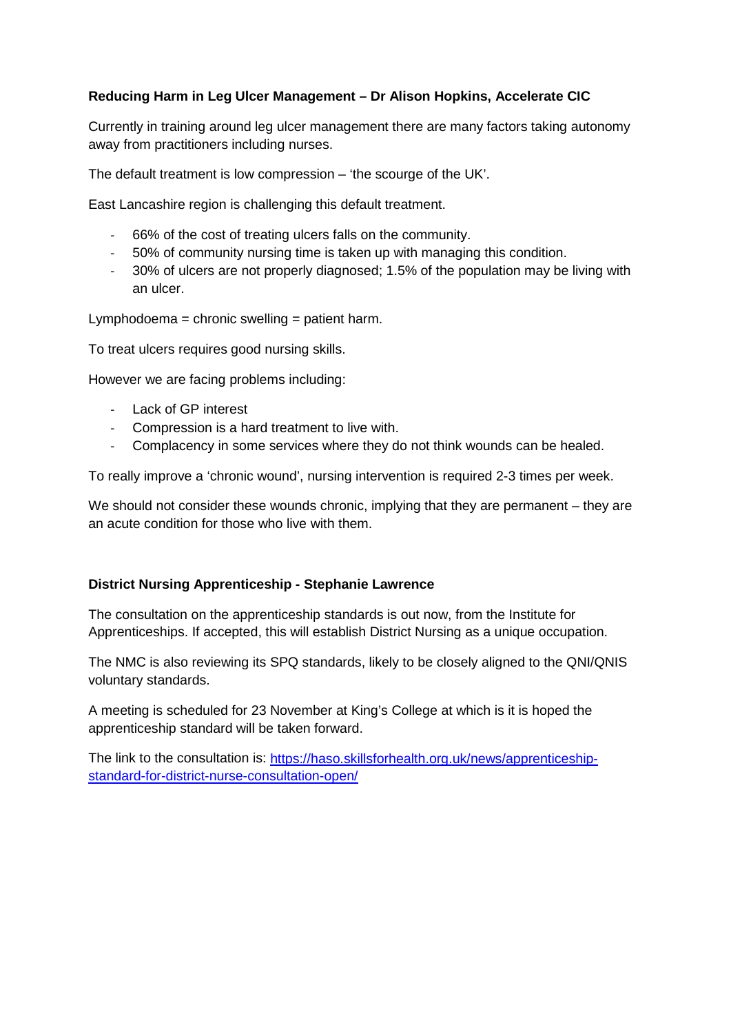**Reducing Harm in Leg Ulcer Management – Dr Alison Hopkins, Accelerate CIC**

Currently in training around leg ulcer management there are many factors taking autonomy away from practitioners including nurses.

The default treatment is low compression – 'the scourge of the UK'.

East Lancashire region is challenging this default treatment.

- 66% of the cost of treating ulcers falls on the community.
- 50% of community nursing time is taken up with managing this condition.
- 30% of ulcers are not properly diagnosed; 1.5% of the population may be living with an ulcer.

Lymphodoema = chronic swelling = patient harm.

To treat ulcers requires good nursing skills.

However we are facing problems including:

- Lack of GP interest
- Compression is a hard treatment to live with.
- Complacency in some services where they do not think wounds can be healed.

To really improve a 'chronic wound', nursing intervention is required 2-3 times per week.

We should not consider these wounds chronic, implying that they are permanent – they are an acute condition for those who live with them.

**District Nursing Apprenticeship - Stephanie Lawrence**

The consultation on the apprenticeship standards is out now, from the Institute for Apprenticeships. If accepted, this will establish District Nursing as a unique occupation.

The NMC is also reviewing its SPQ standards, likely to be closely aligned to the QNI/QNIS voluntary standards.

A meeting is scheduled for 23 November at King's College at which is it is hoped the apprenticeship standard will be taken forward.

The link to the consultation is: [https://haso.skillsforhealth.org.uk/news/apprenticeship-standard-for-district-nurse-consultation-open/](https://haso.skillsforhealth.org.uk/news/apprenticeship-standard-for-district-nurse-consultation-open/)